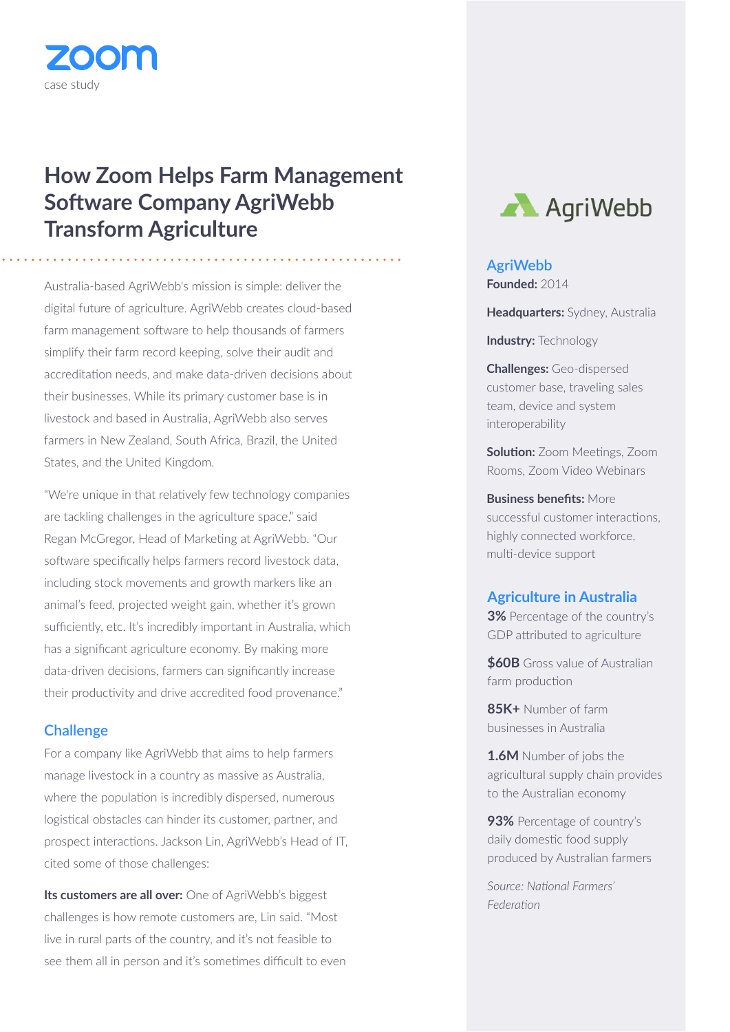zoom
case study

# How Zoom Helps Farm Management Software Company AgriWebb Transform Agriculture

Australia-based AgriWebb's mission is simple: deliver the digital future of agriculture. AgriWebb creates cloud-based farm management software to help thousands of farmers simplify their farm record keeping, solve their audit and accreditation needs, and make data-driven decisions about their businesses. While its primary customer base is in livestock and based in Australia, AgriWebb also serves farmers in New Zealand, South Africa, Brazil, the United States, and the United Kingdom.

"We're unique in that relatively few technology companies are tackling challenges in the agriculture space," said Regan McGregor, Head of Marketing at AgriWebb. "Our software specifically helps farmers record livestock data, including stock movements and growth markers like an animal's feed, projected weight gain, whether it's grown sufficiently, etc. It's incredibly important in Australia, which has a significant agriculture economy. By making more data-driven decisions, farmers can significantly increase their productivity and drive accredited food provenance."

## Challenge

For a company like AgriWebb that aims to help farmers manage livestock in a country as massive as Australia, where the population is incredibly dispersed, numerous logistical obstacles can hinder its customer, partner, and prospect interactions. Jackson Lin, AgriWebb's Head of IT, cited some of those challenges:

**Its customers are all over:** One of AgriWebb's biggest challenges is how remote customers are, Lin said. "Most live in rural parts of the country, and it's not feasible to see them all in person and it's sometimes difficult to even

AgriWebb

## AgriWebb

**Founded:** 2014

**Headquarters:** Sydney, Australia

**Industry:** Technology

**Challenges:** Geo-dispersed customer base, traveling sales team, device and system interoperability

**Solution:** Zoom Meetings, Zoom Rooms, Zoom Video Webinars

**Business benefits:** More successful customer interactions, highly connected workforce, multi-device support

## Agriculture in Australia

**3%** Percentage of the country's GDP attributed to agriculture

**$60B** Gross value of Australian farm production

**85K+** Number of farm businesses in Australia

**1.6M** Number of jobs the agricultural supply chain provides to the Australian economy

**93%** Percentage of country's daily domestic food supply produced by Australian farmers

*Source: National Farmers' Federation*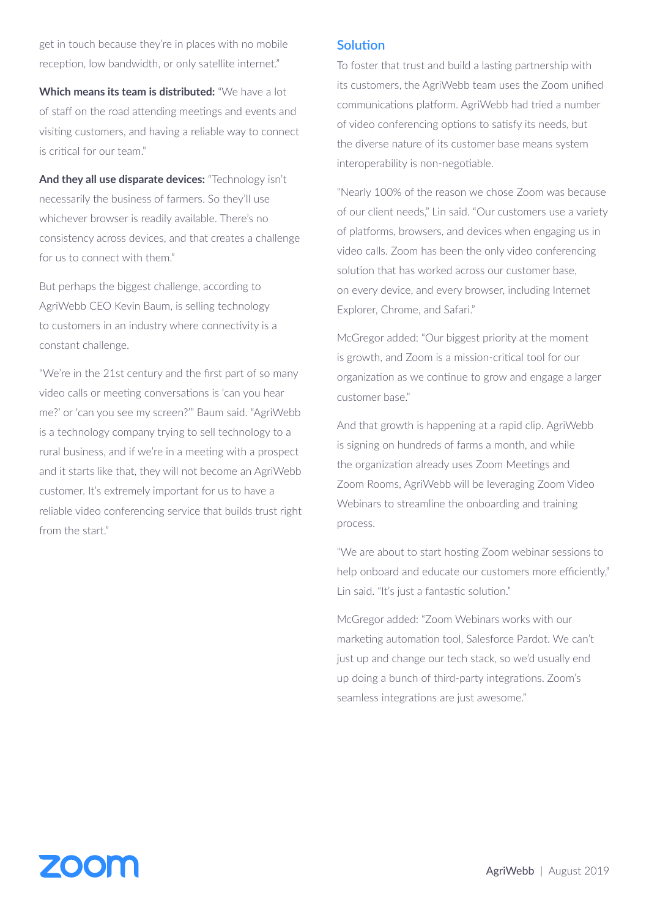get in touch because they're in places with no mobile reception, low bandwidth, or only satellite internet."

**Which means its team is distributed:** "We have a lot of staff on the road attending meetings and events and visiting customers, and having a reliable way to connect is critical for our team."

**And they all use disparate devices:** "Technology isn't necessarily the business of farmers. So they'll use whichever browser is readily available. There's no consistency across devices, and that creates a challenge for us to connect with them."

But perhaps the biggest challenge, according to AgriWebb CEO Kevin Baum, is selling technology to customers in an industry where connectivity is a constant challenge.

"We're in the 21st century and the first part of so many video calls or meeting conversations is 'can you hear me?' or 'can you see my screen?'" Baum said. "AgriWebb is a technology company trying to sell technology to a rural business, and if we're in a meeting with a prospect and it starts like that, they will not become an AgriWebb customer. It's extremely important for us to have a reliable video conferencing service that builds trust right from the start."

## Solution

To foster that trust and build a lasting partnership with its customers, the AgriWebb team uses the Zoom unified communications platform. AgriWebb had tried a number of video conferencing options to satisfy its needs, but the diverse nature of its customer base means system interoperability is non-negotiable.

"Nearly 100% of the reason we chose Zoom was because of our client needs," Lin said. "Our customers use a variety of platforms, browsers, and devices when engaging us in video calls. Zoom has been the only video conferencing solution that has worked across our customer base, on every device, and every browser, including Internet Explorer, Chrome, and Safari."

McGregor added: "Our biggest priority at the moment is growth, and Zoom is a mission-critical tool for our organization as we continue to grow and engage a larger customer base."

And that growth is happening at a rapid clip. AgriWebb is signing on hundreds of farms a month, and while the organization already uses Zoom Meetings and Zoom Rooms, AgriWebb will be leveraging Zoom Video Webinars to streamline the onboarding and training process.

"We are about to start hosting Zoom webinar sessions to help onboard and educate our customers more efficiently," Lin said. "It's just a fantastic solution."

McGregor added: "Zoom Webinars works with our marketing automation tool, Salesforce Pardot. We can't just up and change our tech stack, so we'd usually end up doing a bunch of third-party integrations. Zoom's seamless integrations are just awesome."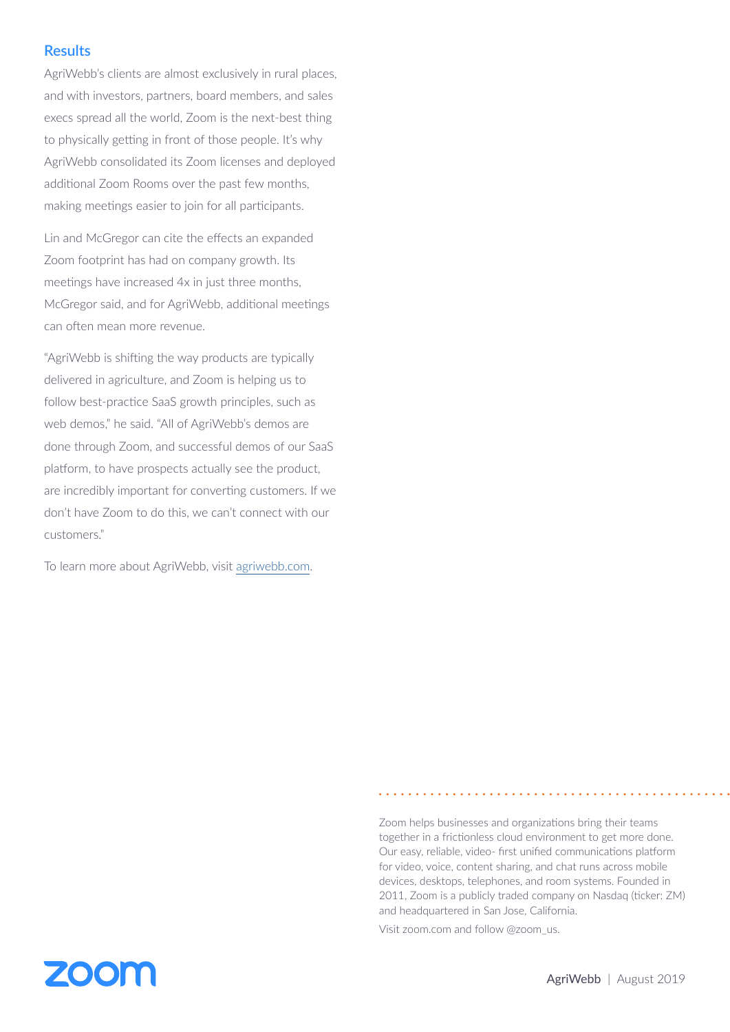## Results

AgriWebb's clients are almost exclusively in rural places, and with investors, partners, board members, and sales execs spread all the world, Zoom is the next-best thing to physically getting in front of those people. It's why AgriWebb consolidated its Zoom licenses and deployed additional Zoom Rooms over the past few months, making meetings easier to join for all participants.

Lin and McGregor can cite the effects an expanded Zoom footprint has had on company growth. Its meetings have increased 4x in just three months, McGregor said, and for AgriWebb, additional meetings can often mean more revenue.

"AgriWebb is shifting the way products are typically delivered in agriculture, and Zoom is helping us to follow best-practice SaaS growth principles, such as web demos," he said. "All of AgriWebb's demos are done through Zoom, and successful demos of our SaaS platform, to have prospects actually see the product, are incredibly important for converting customers. If we don't have Zoom to do this, we can't connect with our customers."

To learn more about AgriWebb, visit agriwebb.com.

Zoom helps businesses and organizations bring their teams together in a frictionless cloud environment to get more done. Our easy, reliable, video- first unified communications platform for video, voice, content sharing, and chat runs across mobile devices, desktops, telephones, and room systems. Founded in 2011, Zoom is a publicly traded company on Nasdaq (ticker: ZM) and headquartered in San Jose, California.

Visit zoom.com and follow @zoom_us.

zoom

AgriWebb | August 2019